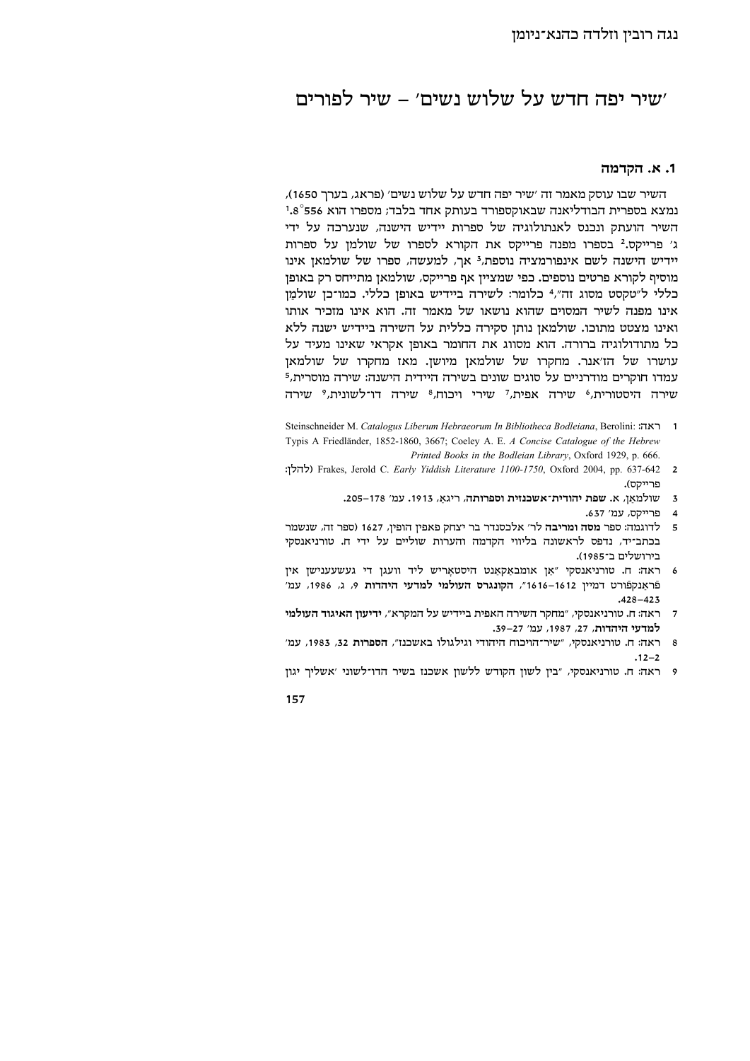נגה רובין וזלדה כהנא־ניומן

# ׳שיר יפה חדש על שלוש נשים׳ – שיר לפורים

## 1. א. הקדמה

השיר שבו עוסק מאמר זה ׳שיר יפה חדש על שלוש נשים׳ (פראג, בערך 1650), נמצא בספרית הבודליאנה שבאוקספורד בעותק אחד בלבד; מספרו הוא 8°556.[1] השיר הועתק ונכנס לאנתולוגיה של ספרות יידיש הישנה, שנערכה על ידי ג׳ פרייקס.[2] בספרו מפנה פרייקס את הקורא לספרו של שולמן על ספרות יידיש הישנה לשם אינפורמציה נוספת,[3] אך, למעשה, ספרו של שולמאן אינו מוסיף לקורא פרטים נוספים. כפי שמציין אף פרייקס, שולמאן מתייחס רק באופן כללי ל״טקסט מסוג זה״,[4] כלומר: לשירה ביידיש באופן כללי. כמו־כן שולמַן אינו מפנה לשיר המסוים שהוא נושאו של מאמר זה. הוא אינו מזכיר אותו ואינו מצטט מתוכו. שולמאן נותן סקירה כללית על השירה ביידיש ישנה ללא כל מתודולוגיה ברורה. הוא מסווג את החומר באופן אקראי שאינו מעיד על עושרו של הז׳אנר. מחקרו של שולמאן מיושן. מאז מחקרו של שולמאן עמדו חוקרים מודרניים על סוגים שונים בשירה היידית הישנה: שירה מוסרית,[5] שירה היסטורית,[6] שירה אפית,[7] שירי ויכוח,[8] שירה דו־לשונית,[9] שירה

---

1 ראה: Steinschneider M. *Catalogus Liberum Hebraeorum In Bibliotheca Bodleiana*, Berolini: Typis A Friedländer, 1852-1860, 3667; Coeley A. E. *A Concise Catalogue of the Hebrew Printed Books in the Bodleian Library*, Oxford 1929, p. 666.

2 Frakes, Jerold C. *Early Yiddish Literature 1100-1750*, Oxford 2004, pp. 637-642 (להלן: פרייקס).

3 שולמאן, א. **שפת יהודית־אשכנזית וספרותה**, ריגאַ, 1913. עמ׳ 178–205.

4 פרייקס, עמ׳ 637.

5 לדוגמה: ספר **מסה ומריבה** לר׳ אלכסנדר בר יצחק פאפין הופין, 1627 (ספר זה, שנשמר בכתב־יד, נדפס לראשונה בליווי הקדמה והערות שוליים על ידי ח. טורניאנסקי בירושלים ב־1985).

6 ראה: ח. טורניאנסקי ״אַן אומבאַקאַנט היסטאָריש ליד וועגן די געשעענישן אין פֿראַנקפֿורט דמיין 1612–1616״, **הקונגרס העולמי למדעי היהדות** 9, ג, 1986, עמ׳ 423–428.

7 ראה: ח. טורניאנסקי, ״מחקר השירה האפית ביידיש על המקרא״, **ידיעון האיגוד העולמי למדעי היהדות**, 27, 1987, עמ׳ 27–39.

8 ראה: ח. טורניאנסקי, ״שיר־הויכוח היהודי וגילגולו באשכנז״, **הספרות** 32, 1983, עמ׳ 2–12.

9 ראה: ח. טורניאנסקי, ״בין לשון הקודש ללשון אשכנז בשיר הדו־לשוני ׳אשליך יגון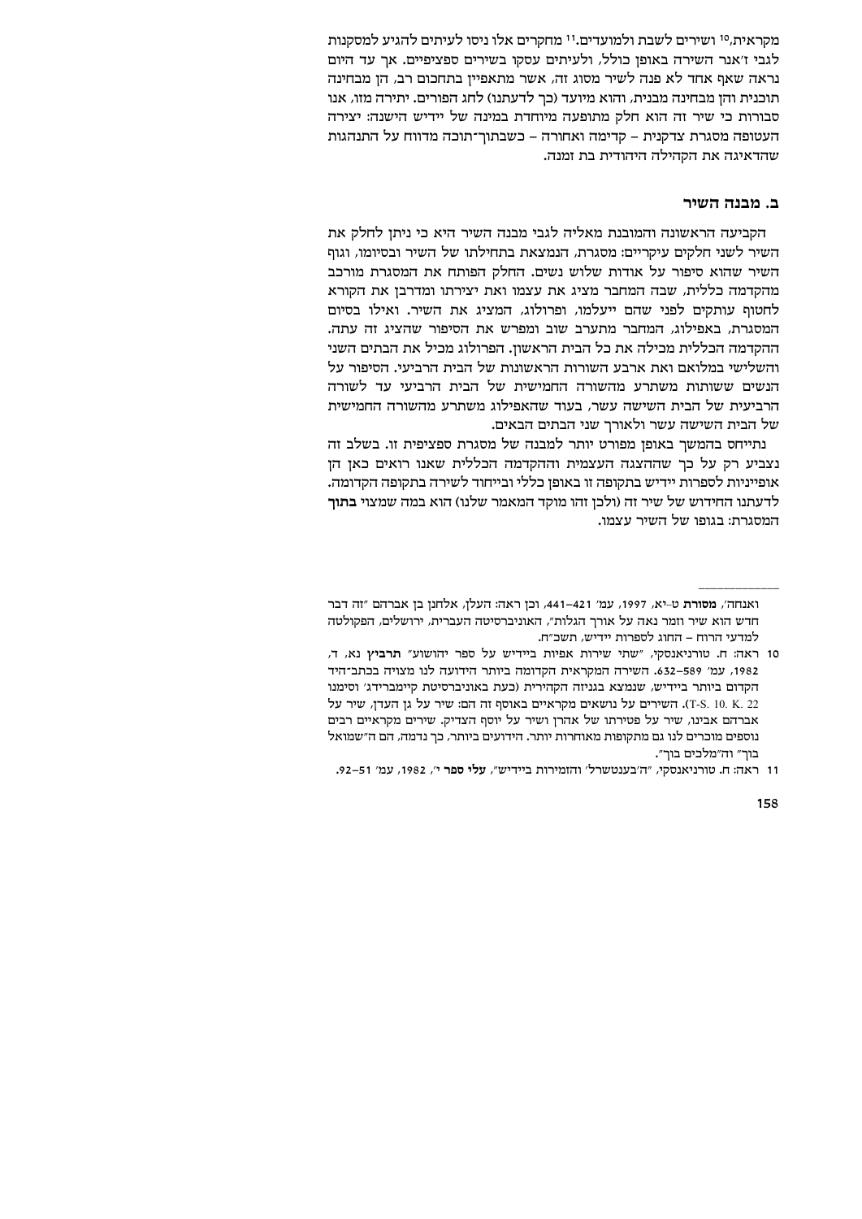מקראית,[10] ושירים לשבת ולמועדים.[11] מחקרים אלו ניסו לעיתים להגיע למסקנות לגבי ז'אנר השירה באופן כולל, ולעיתים עסקו בשירים ספציפיים. אך עד היום נראה שאף אחד לא פנה לשיר מסוג זה, אשר מתאפיין בתחכום רב, הן מבחינה תוכנית והן מבחינה מבנית, והוא מיועד (כך לדעתנו) לחג הפורים. יתירה מזו, אנו סבורות כי שיר זה הוא חלק מתופעה מיוחדת במינה של יידיש הישנה: יצירה העטופה מסגרת צדקנית – קדימה ואחורה – כשבתוך־תוכה מדווח על התנהגות שהדאיגה את הקהילה היהודית בת זמנה.

## ב. מבנה השיר

הקביעה הראשונה והמובנת מאליה לגבי מבנה השיר היא כי ניתן לחלק את השיר לשני חלקים עיקריים: מסגרת, הנמצאת בתחילתו של השיר ובסיומו, וגוף השיר שהוא סיפור על אודות שלוש נשים. החלק הפותח את המסגרת מורכב מהקדמה כללית, שבה המחבר מציג את עצמו ואת יצירתו ומדרבן את הקורא לחטוף עותקים לפני שהם ייעלמו, ופרולוג, המציג את השיר. ואילו בסיום המסגרת, באפילוג, המחבר מתערב שוב ומפרש את הסיפור שהציג זה עתה. ההקדמה הכללית מכילה את כל הבית הראשון. הפרולוג מכיל את הבתים השני והשלישי במלואם ואת ארבע השורות הראשונות של הבית הרביעי. הסיפור על הנשים ששותות משתרע מהשורה החמישית של הבית הרביעי עד לשורה הרביעית של הבית השישה עשר, בעוד שהאפילוג משתרע מהשורה החמישית של הבית השישה עשר ולאורך שני הבתים הבאים.

נתייחס בהמשך באופן מפורט יותר למבנה של מסגרת ספציפית זו. בשלב זה נצביע רק על כך שההצגה העצמית וההקדמה הכללית שאנו רואים כאן הן אופייניות לספרות יידיש בתקופה זו באופן כללי ובייחוד לשירה בתקופה הקדומה. לדעתנו החידוש של שיר זה (ולכן זהו מוקד המאמר שלנו) הוא במה שמצוי **בתוך** המסגרת: בגופו של השיר עצמו.

---

ואנחה', **מסורת** ט–יא, 1997, עמ' 421–441, וכן ראה: העלן, אלחנן בן אברהם "זה דבר חדש הוא שיר וזמר נאה על אורך הגלות", האוניברסיטה העברית, ירושלים, הפקולטה למדעי הרוח – החוג לספרות יידיש, תשכ"ח.

10 ראה: ח. טורניאנסקי, "שתי שירות אפיות ביידיש על ספר יהושוע" **תרביץ** נא, ד, 1982, עמ' 589–632. השירה המקראית הקדומה ביותר הידועה לנו מצויה בכתב־היד הקדום ביותר ביידיש, שנמצא בגניזה הקהירית (כעת באוניברסיטת קיימברידג' וסימנו T-S. 10. K. 22). השירים על נושאים מקראיים באוסף זה הם: שיר על גן העדן, שיר על אברהם אבינו, שיר על פטירתו של אהרן ושיר על יוסף הצדיק. שירים מקראיים רבים נוספים מוכרים לנו גם מתקופות מאוחרות יותר. הידועים ביותר, כך נדמה, הם ה"שמואל בוך" וה"מלכים בוך".

11 ראה: ח. טורניאנסקי, "ה'בענטשרל' והזמירות ביידיש", **עלי ספר** י', 1982, עמ' 51–92.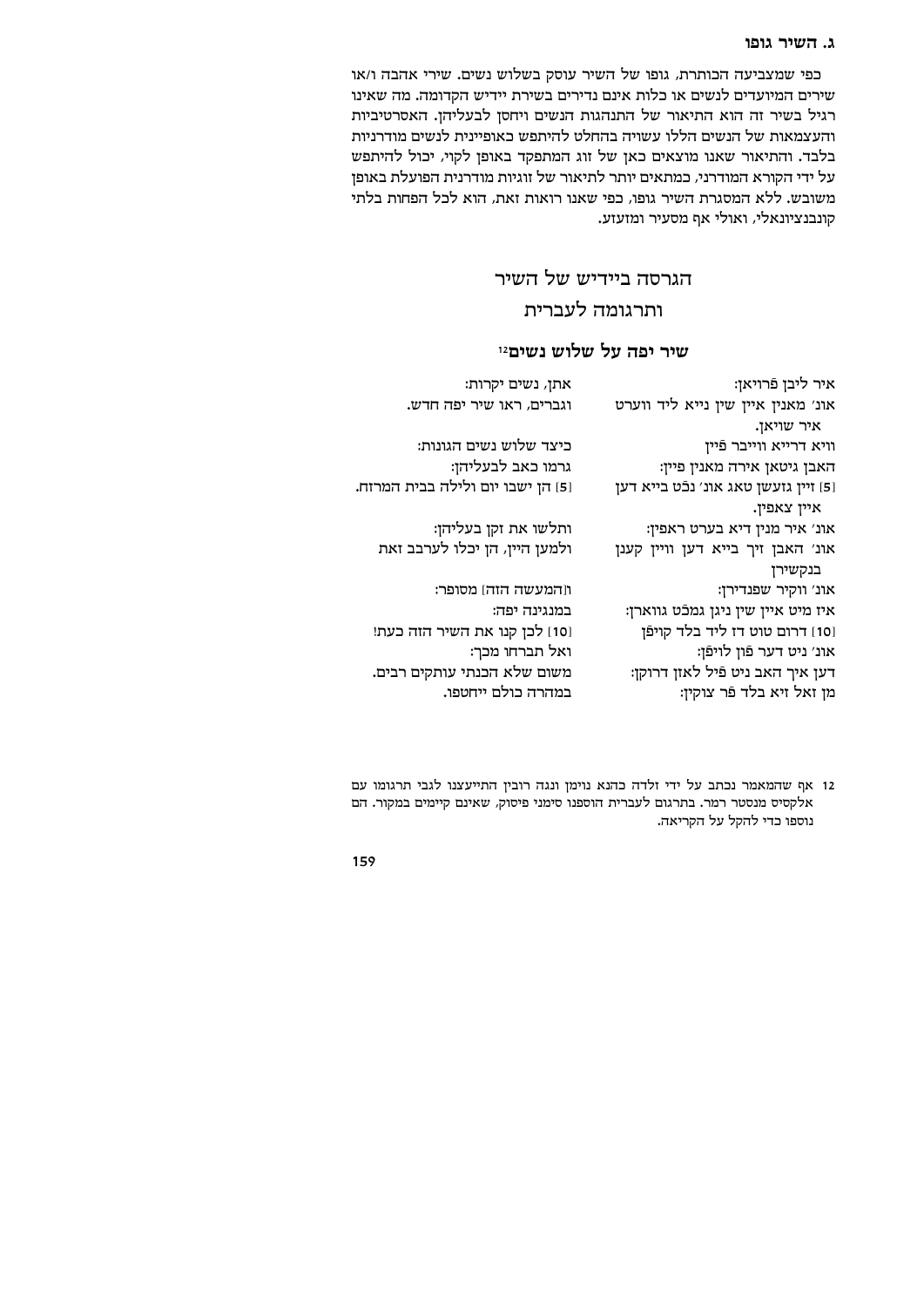### ג. השיר גופו

כפי שמצביעה הכותרת, גופו של השיר עוסק בשלוש נשים. שירי אהבה ו/או שירים המיועדים לנשים או כלות אינם נדירים בשירת יידיש הקדומה. מה שאינו רגיל בשיר זה הוא התיאור של התנהגות הנשים ויחסן לבעליהן. האסרטיביות והעצמאות של הנשים הללו עשויה בהחלט להיתפש כאופיינית לנשים מודרניות בלבד. והתיאור שאנו מוצאים כאן של זוג המתפקד באופן לקוי, יכול להיתפש על ידי הקורא המודרני, כמתאים יותר לתיאור של זוגיות מודרנית הפועלת באופן משובש. ללא המסגרת השיר גופו, כפי שאנו רואות זאת, הוא לכל הפחות בלתי קונבנציונאלי, ואולי אף מסעיר ומזעזע.

## הגרסה ביידיש של השיר ותרגומה לעברית

### שיר יפה על שלוש נשים[12]

| | |
|---|---|
| איר ליבן פֿרויאן: | אתן, נשים יקרות: |
| אונ׳ מאנין איין שין נייא ליד ווערט איר שויאן. | וגברים, ראו שיר יפה חדש. |
| וויא דרייא ווייבר פֿיין | כיצד שלוש נשים הגונות: |
| האבן גיטאן אירה מאנין פֿיין: | גרמו כאב לבעליהן: |
| [5] זיין גזעשן טאג אונ׳ נכֿט בייא דען איין צאפֿין. | [5] הן ישבו יום ולילה בבית המרזח. |
| אונ׳ איר מנין דיא בערט ראפֿין: | ותלשו את זקן בעליהן: |
| אונ׳ האבן זיך בייא דען וויין קענן בנקשירן | ולמען היין, הן יכלו לערבב זאת |
| אונ׳ ווקיר שפנדירן: | ו[המעשה הזה] מסופר: |
| איז מיט איין שין ניגן גמכֿט גווארן: | במנגינה יפה: |
| [10] דרום טוט דז ליד בלד קויפֿן | [10] לכן קנו את השיר הזה כעת! |
| אונ׳ ניט דער פֿון לויפֿן: | ואל תברחו מכך: |
| דען איך האב ניט פֿיל לאזן דרוקן: | משום שלא הכנתי עותקים רבים. |
| מן זאל זיא בלד פֿר צוקין: | במהרה כולם ייחטפו. |

12 אף שהמאמר נכתב על ידי זלדה כהנא נוימן ונגה רובין התייעצנו לגבי תרגומו עם אלקסיס מנסטר רמר. בתרגום לעברית הוספנו סימני פיסוק, שאינם קיימים במקור. הם נוספו כדי להקל על הקריאה.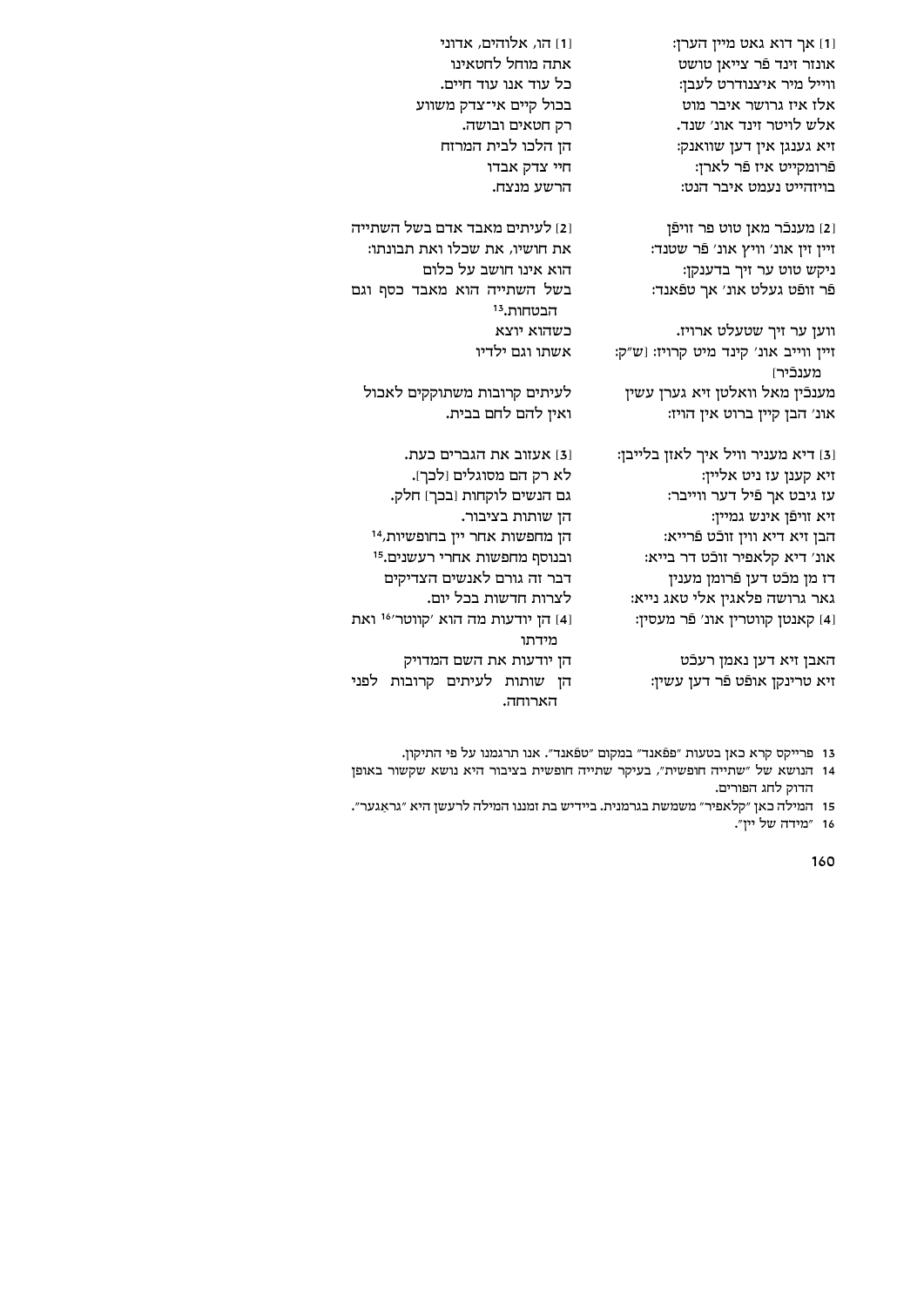[1] אך דוא גאט מיין הערן:
אונזר זינד פֿר צייאן טושט
ווייל מיר איצנודרט לעבן:
אלז איז גרושר איבר מוט
אלש לויטר זינד אונ׳ שנד.
זיא געגגן אין דען שוואנק:
פֿרומקייט איז פֿר לארן:
בויזהייט נעמט איבר הנט:

[2] מענבֿר מאן טוט פר זויפֿן
זיין זין אונ׳ וויץ אונ׳ פֿר שטנד:
ניקש טוט ער זיך בדענקן:
פֿר זופֿט געלט אונ׳ אך טפֿאנד:

ווען ער זיך שטעלט ארויז.
זיין וייב אונ׳ קינד מיט קרויז: [ש״ק: מענבֿיר]
מענבֿין מאל וואלטן זיא גערן עשין
אונ׳ הבן קיין ברוט אין הויז:

[3] דיא מעניר וויל איך לאזן בלייבן:
זיא קענן עז ניט אליין:
עז גיבט אך פֿיל דער ווייבר:
זיא זויפֿן אינש גמיין:
הבן זיא דיא ווין זוכֿט פֿרייא:
אונ׳ דיא קלאפיר זוכֿט דר בייא:
דז מן מכֿט דען פֿרומן מענין
גאר גרושה פלאגין אלי טאג נייא:
[4] קאנטן קווטרין אונ׳ פֿר מעסין:

האבן זיא דען נאמן רעכֿט
זיא טרינקן אופֿט פֿר דען עשין:

[1] הו, אלוהים, אדוני
אתה מוחל לחטאינו
כל עוד אנו עוד חיים.
בכול קיים אי־צדק משווע
רק חטאים ובושה.
הן הלכו לבית המרזח
חיי צדק אבדו
הרשע מנצח.

[2] לעיתים מאבד אדם בשל השתייה
את חושיו, את שכלו ואת תבונתו:
הוא אינו חושב על כלום
בשל השתייה הוא מאבד כסף וגם הבטחות.[13]
כשהוא יוצא
אשתו וגם ילדיו

לעיתים קרובות משתוקקים לאכול
ואין להם לחם בבית.

[3] אעזוב את הגברים כעת.
לא רק הם מסוגלים [לכך].
גם הנשים לוקחות [בכך] חלק.
הן שותות בציבור.
הן מחפשות אחר יין בחופשיות,[14]
ובנוסף מחפשות אחרי רעשנים.[15]
דבר זה גורם לאנשים הצדיקים
לצרות חדשות בכל יום.
[4] הן יודעות מה הוא ׳קווטר׳[16] ואת מידתו
הן יודעות את השם המדויק
הן שותות לעיתים קרובות לפני הארוחה.

13 פרייקס קרא כאן בטעות ״פפֿאנד״ במקום ״טפֿאנד״. אנו תרגמנו על פי התיקון.
14 הנושא של ״שתייה חופשית״, בעיקר שתייה חופשית בציבור היא נושא שקשור באופן הדוק לחג הפורים.
15 המילה כאן ״קלאפיר״ משמשת בגרמנית. ביידיש בת זמננו המילה לרעשן היא ״גראַגער״.
16 ״מידה של יין״.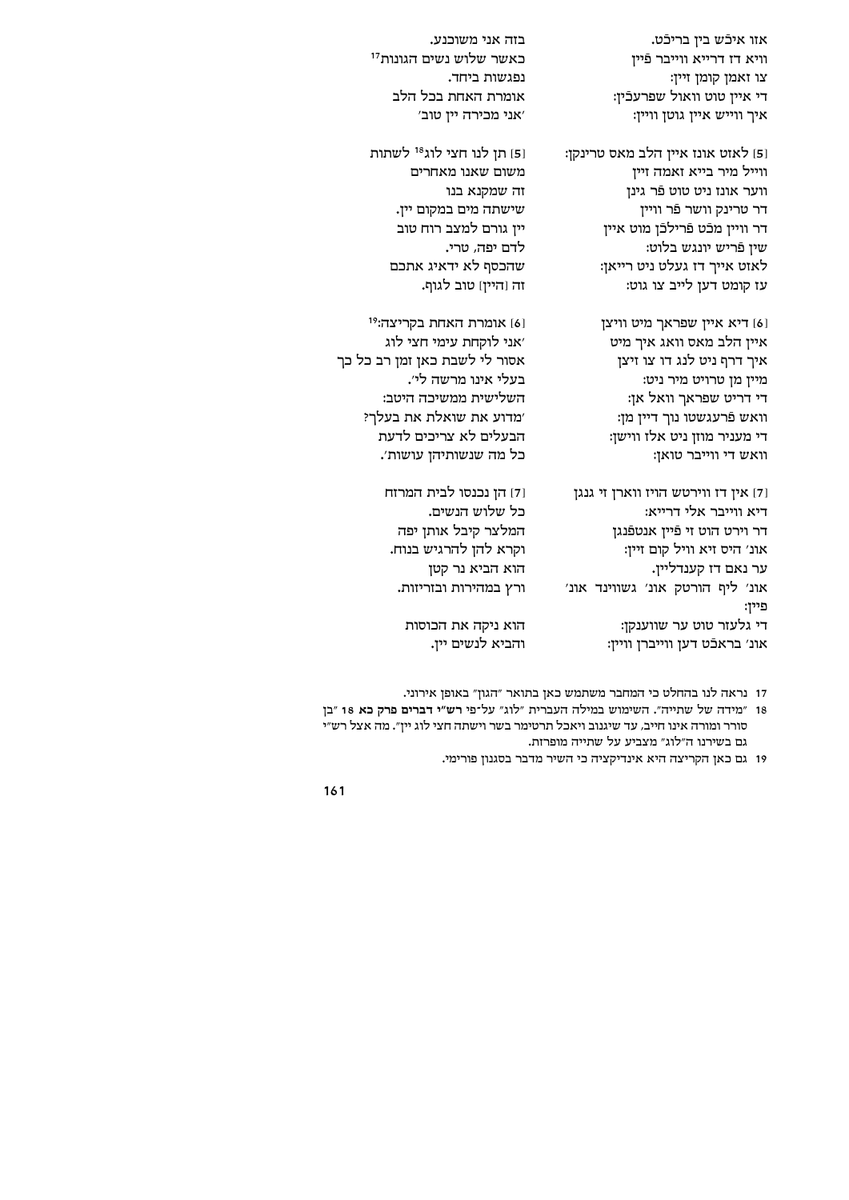אזו איכֿש בין בריכֿט.
וויא דז דרייא ווייבר פֿיין
צו זאמן קומן זיין:
די איין טוט וואול שפרעכֿין:
איך וויש איין גוטן וויין:

בזה אני משוכנע.
כאשר שלוש נשים הגונות[17]
נפגשות ביחד.
אומרת האחת בכל הלב
'אני מכירה יין טוב'

[5] לאזט אונז איין הלב מאס טרינקן:
ווייל מיר בייא זאמה זיין
ווער אונז ניט טוט פֿר גינן
דר טרינק וושר פֿר וויין
דר וויין מכֿט פֿרילכֿן מוט איין
שין פֿריש יונגש בלוט:
לאזט אייך דז געלט ניט רייאן:
עז קומט דען לייב צו גוט:

[5] תן לנו חצי לוג[18] לשתות
משום שאנו מאחרים
זה שמקנא בנו
שישתה מים במקום יין.
יין גורם למצב רוח טוב
לדם יפה, טרי.
שהכסף לא ידאיג אתכם
זה [היין] טוב לגוף.

[6] דיא איין שפראך מיט וויצן
איין הלב מאס וואג איך מיט
איך דרף ניט לנג דו צו זיצן
מיין מן טרויט מיר ניט:
די דריט שפראך וואל אן:
וואש פֿרעגשטו נוך דיין מן:
די מעניר מוזן ניט אלז ווישן:
וואש די ווייבר טואן:

[6] אומרת האחת בקריצה:[19]
'אני לוקחת עימי חצי לוג
אסור לי לשבת כאן זמן רב כל כך
בעלי אינו מרשה לי'.
השלישית ממשיכה היטב:
'מדוע את שואלת את בעלך?
הבעלים לא צריכים לדעת
כל מה שנשותיהן עושות'.

[7] אין דז ווירטש הויז ווארן זי גנגן
דיא ווייבר אלי דרייא:
דר וירט הוט זי פֿיין אנטפֿנגן
אונ' היס זיא וויל קום זיין:
ער נאם דז קענדליין.
אונ' ליף הורטק אונ' גשווינד אונ' פיין:
די גלעזר טוט ער שווענקן:
אונ' בראכֿט דען ווייברן וויין:

[7] הן נכנסו לבית המרזח
כל שלוש הנשים.
המלצר קיבל אותן יפה
וקרא להן להרגיש בנוח.
הוא הביא נר קטן
ורץ במהירות ובזריזות.
הוא ניקה את הכוסות
והביא לנשים יין.

---

17 נראה לנו בהחלט כי המחבר משתמש כאן בתואר "הגון" באופן אירוני.

18 "מידה של שתייה". השימוש במילה העברית "לוג" על־פי **רש"י דברים פרק כא 18** "בן סורר ומורה אינו חייב, עד שיגנוב ויאכל תרטימר בשר וישתה חצי לוג יין". מה אצל רש"י גם בשירנו ה"לוג" מצביע על שתייה מופרזת.

19 גם כאן הקריצה היא אינדיקציה כי השיר מדבר בסגנון פורימי.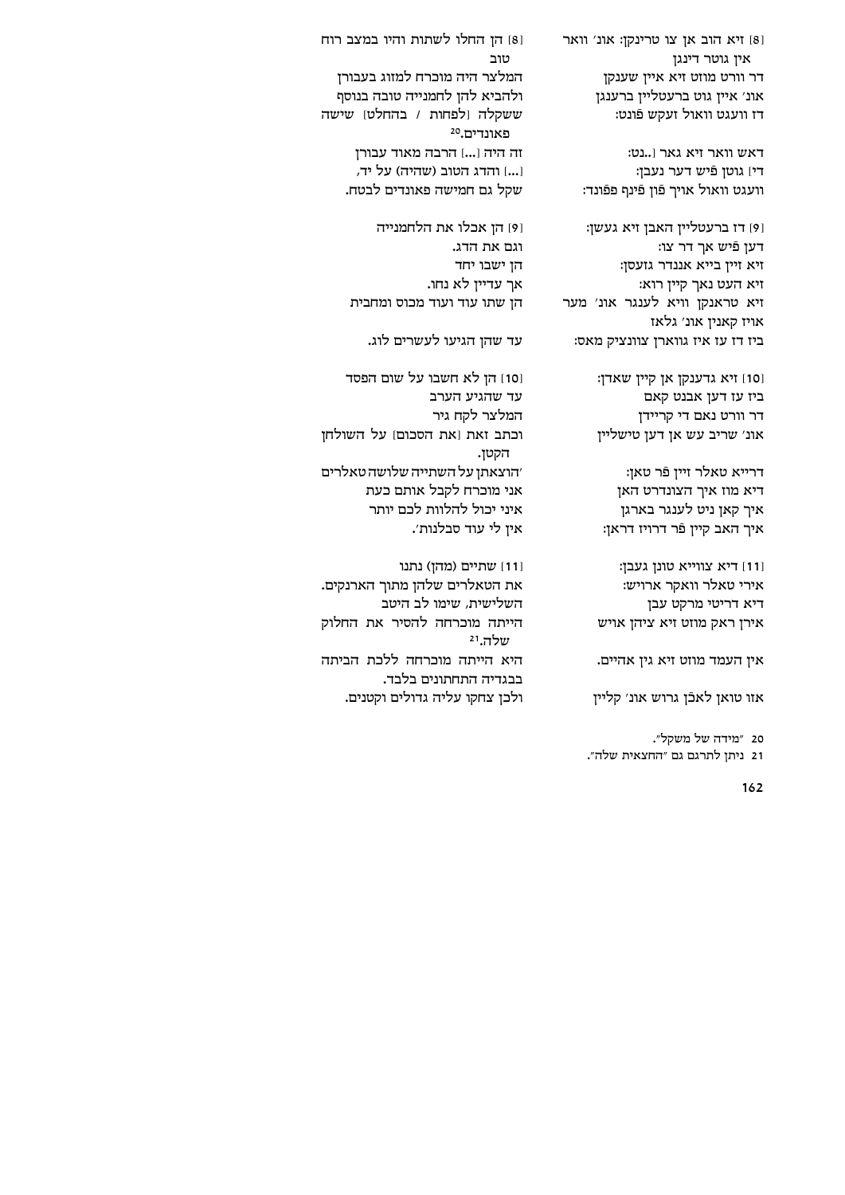[8] זיא הוב אן צו טרינקן: אונ׳ וואר
אין גוטר דינגן
דר וורט מוזט זיא איין שענקן
אונ׳ איין גוט ברעטליין ברענגן
דז וועגט וואול זעקש פֿונט:

דאש וואר זיא גאר [..נט:
די] גוטן פֿיש דער נעבן:
וועגט וואול איך פֿון פֿינף פפֿונד:

[9] דז ברעטליין האבן זיא געשן:
דען פֿיש אך דר צו:
זיא זיין בייא אננדר גזעסן:
זיא העט נאך קיין רוא:
זיא טראנקן וויא לענגר אונ׳ מער
אויז קאנין אונ׳ גלאז
ביז דז עז איז גווארן צוונציק מאס:

[10] זיא גדענקן אן קיין שאדן:
ביז עז דען אבנט קאם
דר וורט נאם די קריידן
אונ׳ שריב עש אן דען טישליין

דרייא טאלר זיין פֿר טאן:
דיא מוז איך הצונדרט האן
איך קאן ניט לענגר בארגן
איך האב קיין פֿר דרויז דראן:

[11] דיא צווייא טונן געבן:
אירי טאלר וואקר ארויש:
דיא דריטי מרקט עבן
אירן ראק מוזט זיא ציהן אויש

אין העמד מוזט זיא גין אהיים.

אזו טואן לאכֿן גרוש אונ׳ קליין

[8] הן החלו לשתות והיו במצב רוח טוב
המלצר היה מוכרח למזוג בעבורן
ולהביא להן לחמנייה טובה בנוסף
ששקלה [לפחות / בהחלט] שישה פאונדים.[20]
זה היה [...] הרבה מאוד עבורן
[...] והדג הטוב (שהיה) על יד,
שקל גם חמישה פאונדים לבטח.

[9] הן אכלו את הלחמנייה
וגם את הדג.
הן ישבו יחד
אך עדיין לא נחו.
הן שתו עוד ועוד מכוס ומחבית

עד שהן הגיעו לעשרים לוג.

[10] הן לא חשבו על שום הפסד
עד שהגיע הערב
המלצר לקח גיר
וכתב זאת [את הסכום] על השולחן הקטן.
׳הוצאתן על השתייה שלושה טאלרים
אני מוכרח לקבל אותם כעת
איני יכול להלוות לכם יותר
אין לי עוד סבלנות׳.

[11] שתיים (מהן) נתנו
את הטאלרים שלהן מתוך הארנקים.
השלישית, שימו לב היטב
הייתה מוכרחה להסיר את החלוק שלה.[21]
היא הייתה מוכרחה ללכת הביתה
בבגדיה התחתונים בלבד.
ולכן צחקו עליה גדולים וקטנים.

20 ״מידה של משקל״.

21 ניתן לתרגם גם ״החצאית שלה״.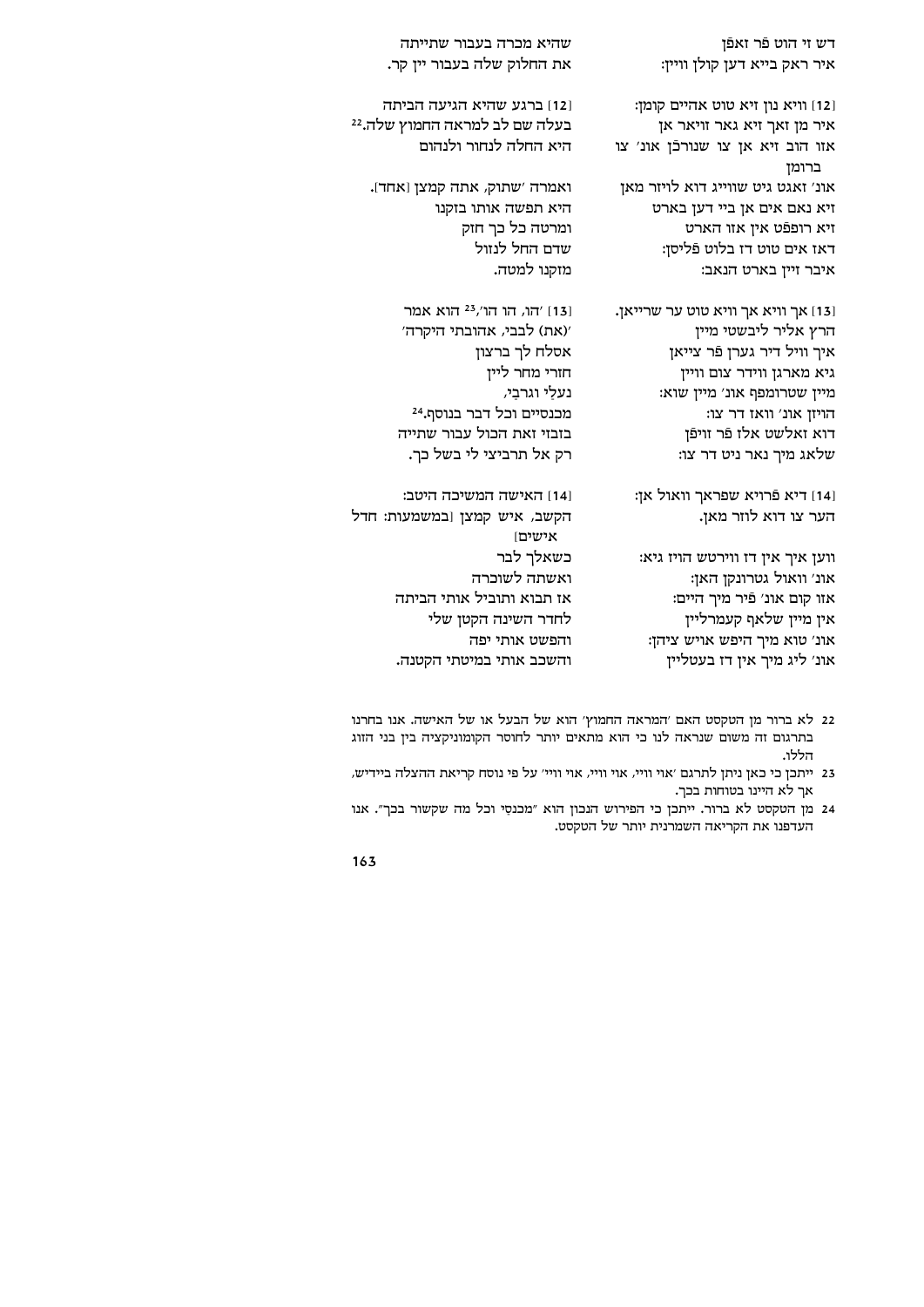דש זי הוט פֿר זאפֿן
איר ראק בייא דען קולן וויין:

שהיא מכרה בעבור שתייתה
את החלוק שלה בעבור יין קר.

[12] וויא נון זיא טוט אהיים קומן:
איר מן זאך זיא גאר זויאר אן
אזו הוב זיא אן צו שנורכֿן אונ׳ צו ברומן
אונ׳ זאגט גיט שווייג דוא לויזר מאן
זיא נאם אים אן ביי דען בארט
זיא רופֿט אין אזו הארט
דאז אים טוט דז בלוט פֿליסן:
איבר זיין בארט הנאב:

[12] ברגע שהיא הגיעה הביתה
בעלה שם לב למראה החמוץ שלה.[22]
היא החלה לנחור ולנהום
ואמרה 'שתוק, אתה קמצן [אחד].
היא תפשה אותו בזקנו
ומרטה כל כך חזק
שדם החל לנזול
מזקנו למטה.

[13] אך וויא אך וויא טוט ער שרייאן.
הרץ אליר ליבשטי מיין
איך וויל דיר גערן פֿר צייאן
גיא מארגן ווידר צום וויין
מיין שטרומפף אונ׳ מיין שוא:
הויזן אונ׳ וואז דר צו:
דוא זאלשט אלז פֿר זויפֿן
שלאג מיך נאר ניט דר צו:

[13] 'הו, הו הו',[23] הוא אמר
'(את) לבבי, אהובתי היקרה'
אסלח לך ברצון
חזרי מחר ליין
נעלַי וגרבַי,
מכנסיים וכל דבר בנוסף.[24]
בזבזי זאת הכול עבור שתייה
רק אל תרביצי לי בשל כך.

[14] דיא פֿרויא שפראך וואול אן:
הער צו דוא לוזר מאן.
ווען איך אין דז וירטש הויז גיא:
אונ׳ וואול גטרונקן האן:
אזו קום אונ׳ פֿיר מיך היים:
אין מיין שלאף קעמרליין
אונ׳ טוא מיך היפש אויש ציהן:
אונ׳ ליג מיך אין דז בעטליין

[14] האישה המשיכה היטב:
הקשב, איש קמצן [במשמעות: חדל אישים]
כשאלך לבר
ואשתה לשוכרה
אז תבוא ותוביל אותי הביתה
לחדר השינה הקטן שלי
והפשט אותי יפה
והשכב אותי במיטתי הקטנה.

22 לא ברור מן הטקסט האם 'המראה החמוץ' הוא של הבעל או של האישה. אנו בחרנו בתרגום זה משום שנראה לנו כי הוא מתאים יותר לחוסר הקומוניקציה בין בני הזוג הללו.

23 ייתכן כי כאן ניתן לתרגם 'אוי וויי, אוי וויי, אוי וויי' על פי נוסח קריאת ההצלה ביידיש, אך לא היינו בטוחות בכך.

24 מן הטקסט לא ברור. ייתכן כי הפירוש הנכון הוא "מכנסַי וכל מה שקשור בכך". אנו העדפנו את הקריאה השמרנית יותר של הטקסט.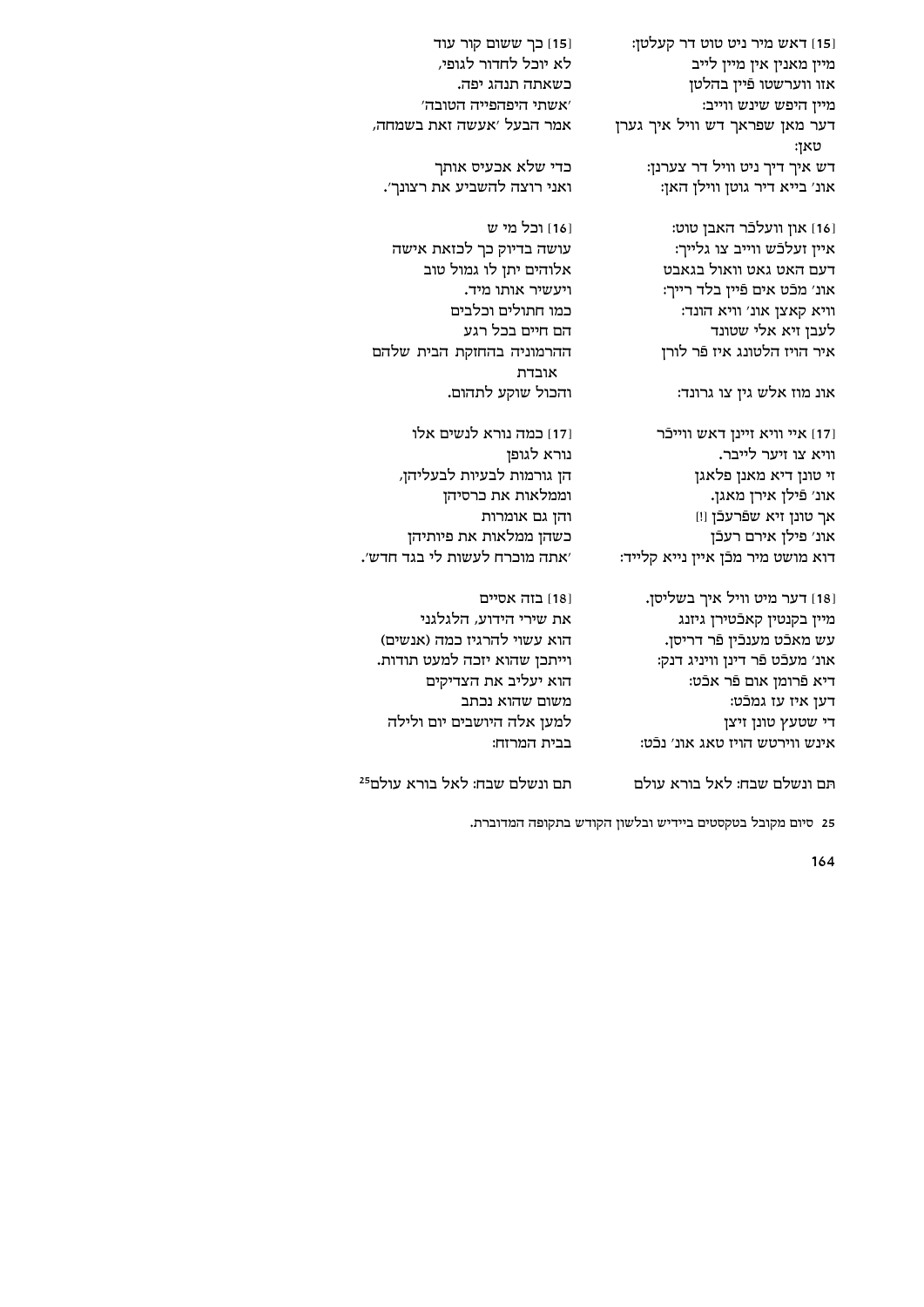[15] דאש מיר ניט טוט דר קעלטן:
מיין מאנין אין מיין לייב
אזו ווערשטו פֿיין בהלטן
מיין היפש שינש ווייב:
דער מאן שפראך דש וויל איך גערן טאן:
דש איך דיך ניט וויל דר צערנן:
אונ׳ בייא דיר גוטן ווילן האן:

[15] כך ששום קור עוד
לא יוכל לחדור לגופי,
כשאתה תנהג יפה.
׳אשתי היפהפייה הטובה׳
אמר הבעל ׳אעשה זאת בשמחה,

כדי שלא אכעיס אותך
ואני רוצה להשביע את רצונך׳.

[16] און ווערכֿר האבן טוט:
איין זעלכֿש ווייב צו גלייך:
דעם האט גאט וואול בגאבט
אונ׳ מכֿט אים פֿיין בלד רייך:
וויא קאצן אונ׳ וויא הונד:
לעבן זיא אלי שטונד
איר הויז הלטונג איז פֿר לורן

און מוז אלש גין צו גרונד:

[16] וכל מי ש
עושה בדיוק כך לכזאת אישה
אלוהים יתן לו גמול טוב
ויעשיר אותו מיד.
כמו חתולים וכלבים
הם חיים בכל רגע
ההרמוניה בהחזקת הבית שלהם אובדת
והכול שוקע לתהום.

[17] איי וויא זיינן דאש וויבֿר
וויא צו זיער לייבר.
זי טונן דיא מאנן פלאגן
אונ׳ פֿילן אירן מאגן.
אך טונן זיא שפֿרעכֿן [!]
אונ׳ פֿילן אירם רעכֿן
דוא מושט מיר מכֿן איין נייא קלייד:

[17] כמה נורא לנשים אלו
נורא לגופן
הן גורמות לבעיות לבעליהן,
וממלאות את כרסיהן
והן גם אומרות
כשהן ממלאות את פיותיהן
׳אתה מוכרח לעשות לי בגד חדש׳.

[18] דער מיט וויל איך בשליסן.
מיין בקנטין קאבֿטירן גיזנג
עש מאכֿט מענכֿין פֿר דריסן.
אונ׳ מעכֿט פֿר דינן ווייניג דנק:
דיא פֿרומן אום פֿר אכֿט:
דען איז עז גמכֿט:
די שטעץ טונן זיצן
אינש ווירטש הויז טאג אונ׳ נכֿט:

[18] בזה אסיים
את שירי הידוע, הלגלגני
הוא עשוי להרגיז כמה (אנשים)
וייתכן שהוא יזכה למעט תודות.
הוא יעליב את הצדיקים
משום שהוא נכתב
למען אלה היושבים יום ולילה
בבית המרזח:

תּם ונשלם שבח: לאל בורא עולם

תם ונשלם שבח: לאל בורא עולם[25]

25 סיום מקובל בטקסטים ביידיש ובלשון הקודש בתקופה המדוברת.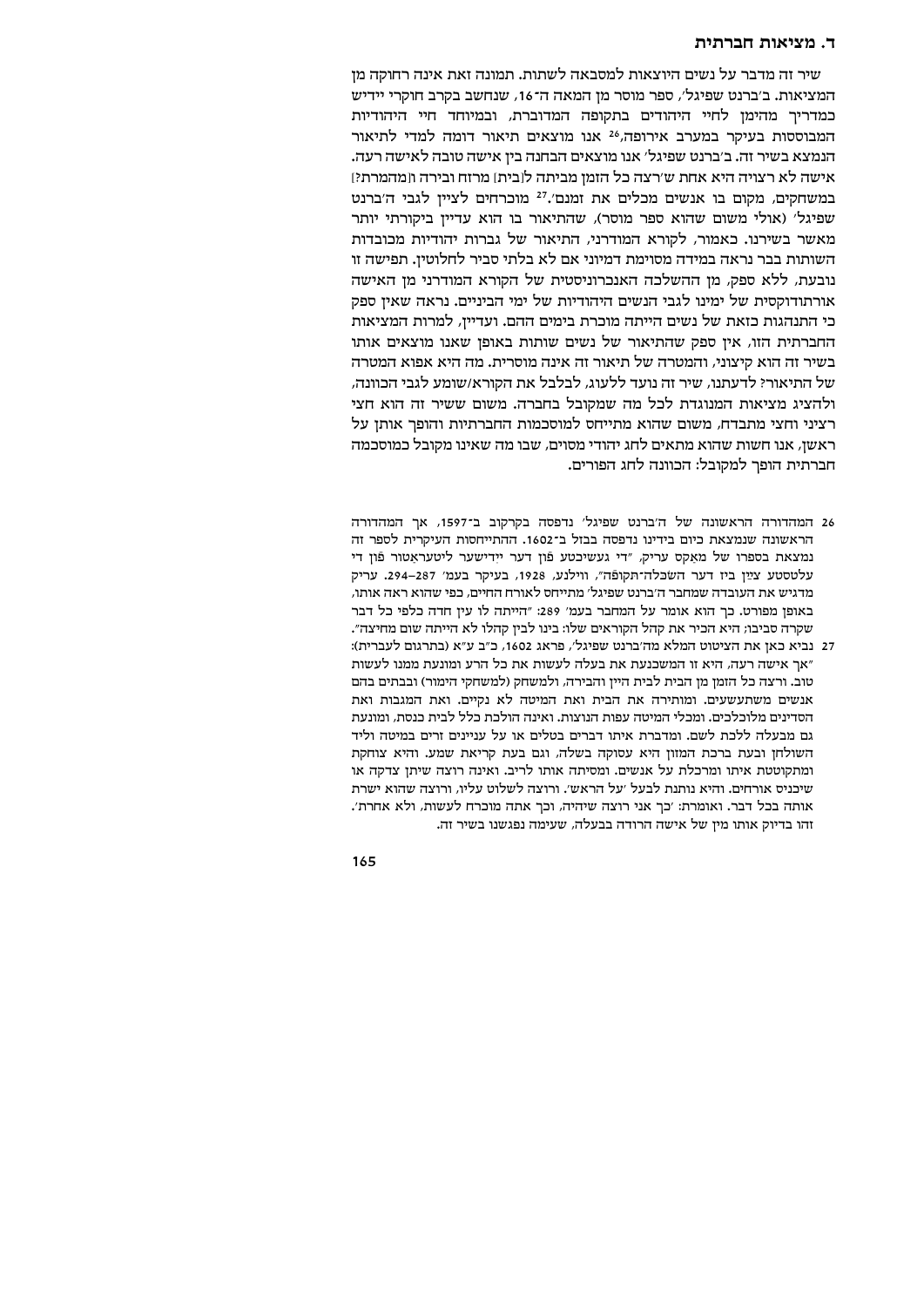### ד. מציאות חברתית

שיר זה מדבר על נשים היוצאות למסבאה לשתות. תמונה זאת אינה רחוקה מן המציאות. ב'ברנט שפיגל', ספר מוסר מן המאה ה־16, שנחשב בקרב חוקרי יידיש כמדריך מהימן לחיי היהודים בתקופה המדוברת, ובמיוחד חיי היהודיות המבוססות בעיקר במערב אירופה,[26] אנו מוצאים תיאור דומה למדי לתיאור הנמצא בשיר זה. ב'ברנט שפיגל' אנו מוצאים הבחנה בין אישה טובה לאישה רעה. אישה לא רצויה היא אחת ש'רצה כל הזמן מביתה ל[בית] מרזח ובירה ו[מהמרת?] במשחקים, מקום בו אנשים מכלים את זמנם'.[27] מוכרחים לציין לגבי ה'ברנט שפיגל' (אולי משום שהוא ספר מוסר), שהתיאור בו הוא עדיין ביקורתי יותר מאשר בשירנו. כאמור, לקורא המודרני, התיאור של גברות יהודיות מכובדות השותות בבר נראה במידה מסוימת דמיוני אם לא בלתי סביר לחלוטין. תפישה זו נובעת, ללא ספק, מן ההשלכה האנכרוניסטית של הקורא המודרני מן האישה אורתודוקסית של ימינו לגבי הנשים היהודיות של ימי הביניים. נראה שאין ספק כי התנהגות כזאת של נשים הייתה מוכרת בימים ההם. ועדיין, למרות המציאות החברתית הזו, אין ספק שהתיאור של נשים שותות באופן שאנו מוצאים אותו בשיר זה הוא קיצוני, והמטרה של תיאור זה אינה מוסרית. מה היא אפוא המטרה של התיאור? לדעתנו, שיר זה נועד ללעוג, לבלבל את הקורא/שומע לגבי הכוונה, ולהציג מציאות המנוגדת לכל מה שמקובל בחברה. משום ששיר זה הוא חצי רציני וחצי מתבדח, משום שהוא מתייחס למוסכמות החברתיות והופך אותן על ראשן, אנו חושות שהוא מתאים לחג יהודי מסוים, שבו מה שאינו מקובל כמוסכמה חברתית הופך למקובל: הכוונה לחג הפורים.

---

26 המהדורה הראשונה של ה'ברנט שפיגל' נדפסה בקרקוב ב־1597, אך המהדורה הראשונה שנמצאת כיום בידינו נדפסה בבזל ב־1602. ההתייחסות העיקרית לספר זה נמצאת בספרו של מַאקס עריק, "די געשיכטע פֿון דער ייִדישער ליטעראַטור פֿון די עלטסטע צײַטן ביז דער השׂכּלה־תּקופֿה", ווילנע, 1928, בעיקר בעמ' 287–294. עריק מדגיש את העובדה שמחבר ה'ברנט שפיגל' מתייחס לאורח החיים, כפי שהוא ראה אותו, באופן מפורט. כך הוא אומר על המחבר בעמ' 289: "הייתה לו עין חדה כלפי כל דבר שקרה סביבו; היא הכיר את קהל הקוראים שלו: בינו לבין קהלו לא הייתה שום מחיצה".

27 נביא כאן את הציטוט המלא מה'ברנט שפיגל', פראג 1602, כ"ב ע"א (בתרגום לעברית): "אך אישה רעה, היא זו המשכנעת את בעלה לעשות את כל הרע ומונעת ממנו לעשות טוב. ורצה כל הזמן מן הבית לבית היין והבירה, ולמשחק (למשחקי הימור) ובבתים בהם אנשים משתעשעים. ומותירה את הבית ואת המיטה לא נקיים. ואת המגבות ואת הסדינים מלוכלכים. ומכלי המיטה עפות הנוצות. ואינה הולכת כלל לבית כנסת, ומונעת גם מבעלה ללכת לשם. ומדברת איתו דברים בטלים או על עניינים זרים במיטה וליד השולחן ובעת ברכת המזון היא עסוקה בשלה, וגם בעת קריאת שמע. והיא צוחקת ומתקוטטת איתו ומרכלת על אנשים. ומסיתה אותו לריב. ואינה רוצה שיתן צדקה או שיכניס אורחים. והיא נותנת לבעל 'על הראש'. ורוצה לשלוט עליו, ורוצה שהוא ישרת אותה בכל דבר. ואומרת: 'כך אני רוצה שיהיה, וכך אתה מוכרח לעשות, ולא אחרת'. זהו בדיוק אותו מין של אישה הרודה בבעלה, שעימה נפגשנו בשיר זה.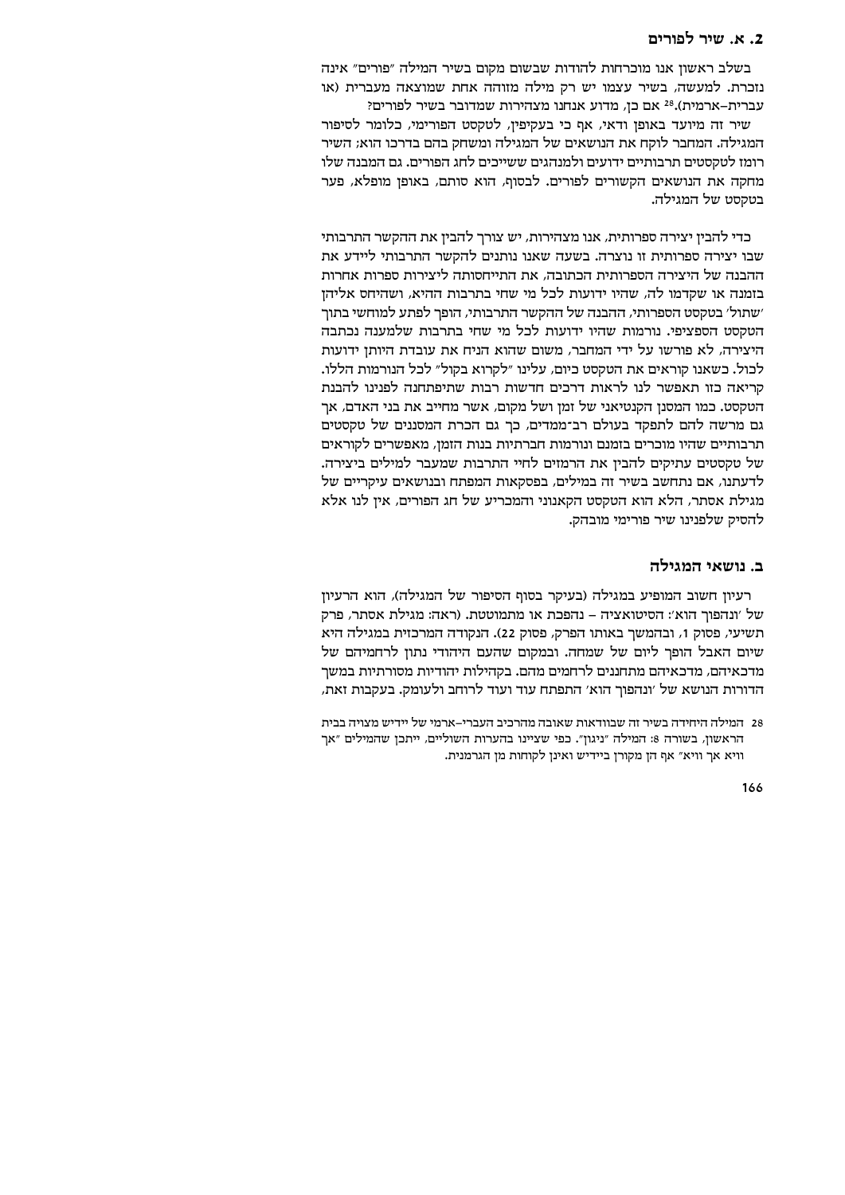## 2. א. שיר לפורים

בשלב ראשון אנו מוכרחות להודות שבשום מקום בשיר המילה "פורים" אינה נזכרת. למעשה, בשיר עצמו יש רק מילה מזוהה אחת שמוצאה מעברית (או עברית–ארמית).[28] אם כן, מדוע אנחנו מצהירות שמדובר בשיר לפורים?

שיר זה מיועד באופן ודאי, אף כי בעקיפין, לטקסט הפורימי, כלומר לסיפור המגילה. המחבר לוקח את הנושאים של המגילה ומשחק בהם בדרכו הוא; השיר רומז לטקסטים תרבותיים ידועים ולמנהגים ששייכים לחג הפורים. גם המבנה שלו מחקה את הנושאים הקשורים לפורים. לבסוף, הוא סותם, באופן מופלא, פער בטקסט של המגילה.

כדי להבין יצירה ספרותית, אנו מצהירות, יש צורך להבין את ההקשר התרבותי שבו יצירה ספרותית זו נוצרה. בשעה שאנו נותנים להקשר התרבותי ליידע את ההבנה של היצירה הספרותית הכתובה, את התייחסותה ליצירות ספרות אחרות בזמנה או שקדמו לה, שהיו ידועות לכל מי שחי בתרבות ההיא, ושהיחס אליהן 'שתול' בטקסט הספרותי, ההבנה של ההקשר התרבותי, הופך לפתע למוחשי בתוך הטקסט הספציפי. נורמות שהיו ידועות לכל מי שחי בתרבות שלמענה נכתבה היצירה, לא פורשו על ידי המחבר, משום שהוא הניח את עובדת היותן ידועות לכול. כשאנו קוראים את הטקסט כיום, עלינו "לקרוא בקול" לכל הנורמות הללו. קריאה כזו תאפשר לנו לראות דרכים חדשות רבות שתיפתחנה לפנינו להבנת הטקסט. כמו המסנן הקנטיאני של זמן ושל מקום, אשר מחייב את בני האדם, אך גם מרשה להם לתפקד בעולם רב־ממדים, כך גם הכרת המסננים של טקסטים תרבותיים שהיו מוכרים בזמנם ונורמות חברתיות בנות הזמן, מאפשרים לקוראים של טקסטים עתיקים להבין את הרמזים לחיי התרבות שמעבר למילים ביצירה. לדעתנו, אם נתחשב בשיר זה במילים, בפסקאות המפתח ובנושאים עיקריים של מגילת אסתר, הלא הוא הטקסט הקאנוני והמכריע של חג הפורים, אין לנו אלא להסיק שלפנינו שיר פורימי מובהק.

## ב. נושאי המגילה

רעיון חשוב המופיע במגילה (בעיקר בסוף הסיפור של המגילה), הוא הרעיון של 'ונהפוך הוא': הסיטואציה – נהפכת או מתמוטטת. (ראה: מגילת אסתר, פרק תשיעי, פסוק 1, ובהמשך באותו הפרק, פסוק 22). הנקודה המרכזית במגילה היא שיום האבל הופך ליום של שמחה. ובמקום שהעם היהודי נתון לרחמיהם של מדכאיהם, מדכאיהם מתחננים לרחמים מהם. בקהילות יהודיות מסורתיות במשך הדורות הנושא של 'ונהפוך הוא' התפתח עוד ועוד לרוחב ולעומק. בעקבות זאת,

28 המילה היחידה בשיר זה שבוודאות שאובה מהרכיב העברי–ארמי של יידיש מצויה בבית הראשון, בשורה 8: המילה "ניגון". כפי שציינו בהערות השוליים, ייתכן שהמילים "אך וויא אך וויא" אף הן מקורן ביידיש ואינן לקוחות מן הגרמנית.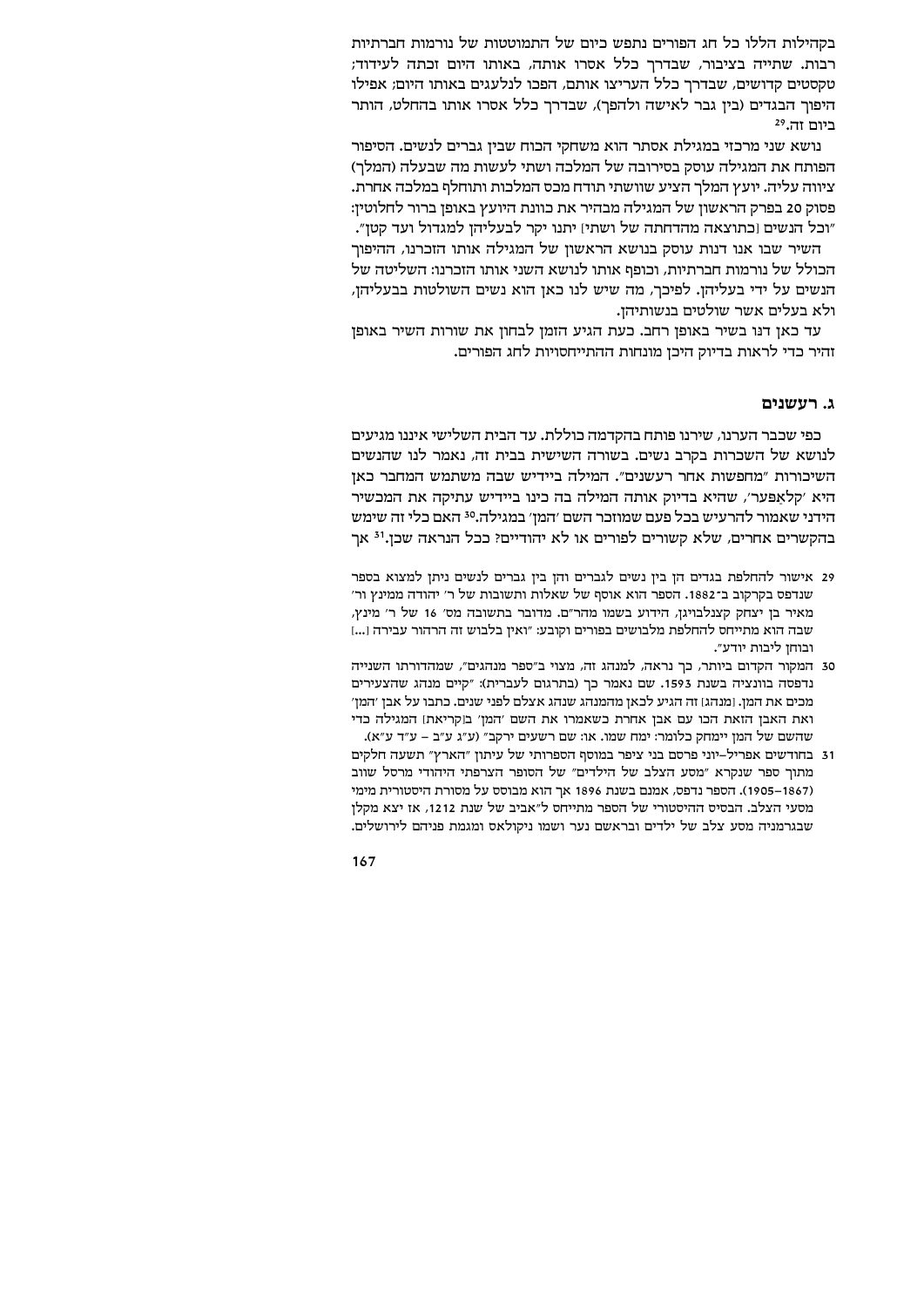בקהילות הללו כל חג הפורים נתפש כיום של התמוטטות של נורמות חברתיות רבות. שתייה בציבור, שבדרך כלל אסרו אותה, באותו היום זכתה לעידוד; טקסטים קדושים, שבדרך כלל העריצו אותם, הפכו לנלעגים באותו היום; אפילו היפוך הבגדים (בין גבר לאישה ולהפך), שבדרך כלל אסרו אותו בהחלט, הותר ביום זה.[29]

נושא שני מרכזי במגילת אסתר הוא משחקי הכוח שבין גברים לנשים. הסיפור הפותח את המגילה עוסק בסירובה של המלכה ושתי לעשות מה שבעלה (המלך) ציווה עליה. יועץ המלך הציע שוושתי תודח מכס המלכות ותוחלף במלכה אחרת. פסוק 20 בפרק הראשון של המגילה מבהיר את כוונת היועץ באופן ברור לחלוטין: "וכל הנשים [כתוצאה מהדחתה של ושתי] יתנו יקר לבעליהן למגדול ועד קטן".

השיר שבו אנו דנות עוסק בנושא הראשון של המגילה אותו הזכרנו, ההיפוך הכולל של נורמות חברתיות, וכופף אותו לנושא השני אותו הזכרנו: השליטה של הנשים על ידי בעליהן. לפיכך, מה שיש לנו כאן הוא נשים השולטות בבעליהן, ולא בעלים אשר שולטים בנשותיהן.

עד כאן דנו בשיר באופן רחב. כעת הגיע הזמן לבחון את שורות השיר באופן זהיר כדי לראות בדיוק היכן מונחות ההתייחסויות לחג הפורים.

### ג. רעשנים

כפי שכבר הערנו, שירנו פותח בהקדמה כוללת. עד הבית השלישי איננו מגיעים לנושא של השכרות בקרב נשים. בשורה השישית בבית זה, נאמר לנו שהנשים השיכורות "מחפשות אחר רעשנים". המילה ביידיש שבה משתמש המחבר כאן היא 'קלאפער', שהיא בדיוק אותה המילה בה כינו ביידיש עתיקה את המכשיר הידני שאמור להרעיש בכל פעם שמוזכר השם 'המן' במגילה.[30] האם כלי זה שימש בהקשרים אחרים, שלא קשורים לפורים או לא יהודיים? ככל הנראה שכן.[31] אך

---

29 אישור להחלפת בגדים הן בין נשים לגברים והן בין גברים לנשים ניתן למצוא בספר שנדפס בקרקוב ב־1882. הספר הוא אוסף של שאלות ותשובות של ר' יהודה ממינץ ור' מאיר בן יצחק קצנלבויגן, הידוע בשמו מהר"ם. מדובר בתשובה מס' 16 של ר' מינץ, שבה הוא מתייחס להחלפת מלבושים בפורים וקובע: "ואין בלבוש זה הרהור עבירה [...] ובוחן ליבות יודע".

30 המקור הקדום ביותר, כך נראה, למנהג זה, מצוי ב"ספר מנהגים", שמהדורתו השנייה נדפסה בוונציה בשנת 1593. שם נאמר כך (בתרגום לעברית): "קיים מנהג שהצעירים מכים את המן. [מנהג] זה הגיע לכאן מהמנהג שנהג אצלם לפני שנים. כתבו על אבן 'המן' ואת האבן הזאת הכו עם אבן אחרת כשאמרו את השם 'המן' ב[קריאת] המגילה כדי שהשם של המן יימחק כלומר: ימח שמו. או: שם רשעים ירקב" (ע"ג ע"ב – ע"ד ע"א).

31 בחודשים אפריל–יוני פרסם בני ציפר במוסף הספרותי של עיתון "הארץ" תשעה חלקים מתוך ספר שנקרא "מסע הצלב של הילדים" של הסופר הצרפתי היהודי מרסל שווב (1867–1905). הספר נדפס, אמנם בשנת 1896 אך הוא מבוסס על מסורת היסטורית מימי מסעי הצלב. הבסיס ההיסטורי של הספר מתייחס ל"אביב של שנת 1212, אז יצא מקלן שבגרמניה מסע צלב של ילדים ובראשם נער ושמו ניקולאס ומגמת פניהם לירושלים.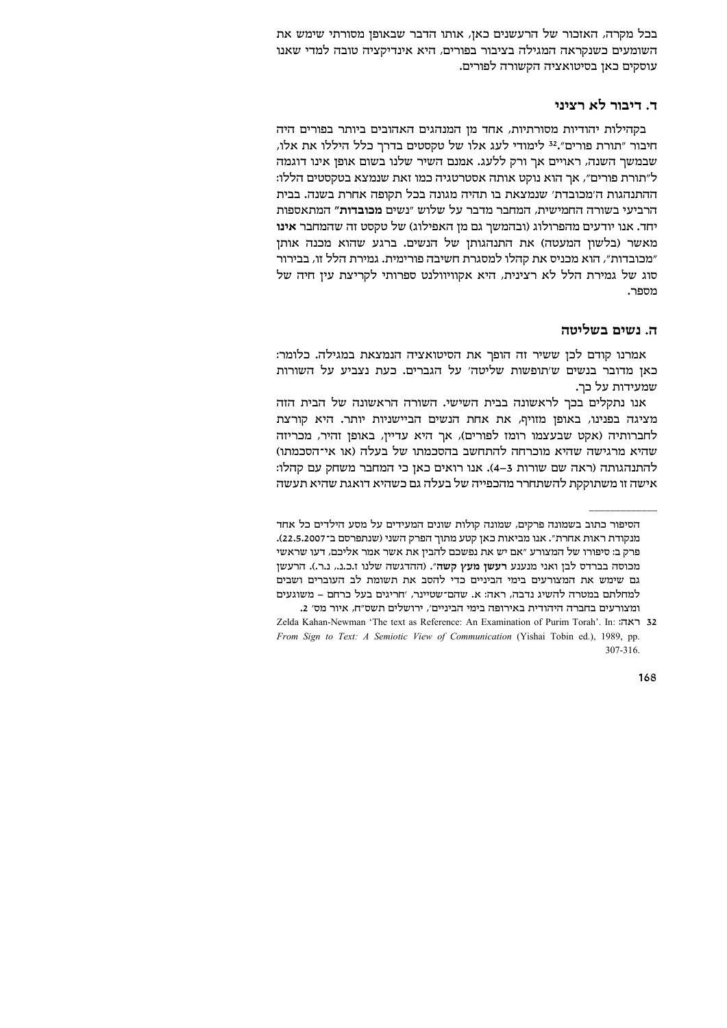בכל מקרה, האזכור של הרעשנים כאן, אותו הדבר שבאופן מסורתי שימש את השומעים כשנקראה המגילה בציבור בפורים, היא אינדיקציה טובה למדי שאנו עוסקים כאן בסיטואציה הקשורה לפורים.

### ד. דיבור לא רציני

בקהילות יהודיות מסורתיות, אחד מן המנהגים האהובים ביותר בפורים היה חיבור "תורת פורים".[32] לימודי לעג אלו של טקסטים בדרך כלל הללו את אלו, שבמשך השנה, ראויים אך ורק ללעג. אמנם השיר שלנו בשום אופן אינו דוגמה ל"תורת פורים", אך הוא נוקט אותה אסטרטגיה כמו זאת שנמצא בטקסטים הללו: ההתנהגות ה'מכובדת' שנמצאת בו תהיה מגונה בכל תקופה אחרת בשנה. בבית הרביעי בשורה החמישית, המחבר מדבר על שלוש "נשים **מכובדות**" המתאספות יחד. אנו יודעים מהפרולוג (ובהמשך גם מן האפילוג) של טקסט זה שהמחבר **אינו** מאשר (בלשון המעטה) את התנהגותן של הנשים. ברגע שהוא מכנה אותן "מכובדות", הוא מכניס את קהלו למסגרת חשיבה פורימית. גמירת הלל זו, בבירור סוג של גמירת הלל לא רצינית, היא אקוויוולנט ספרותי לקריצת עין חיה של מספר.

### ה. נשים בשליטה

אמרנו קודם לכן ששיר זה הופך את הסיטואציה הנמצאת במגילה. כלומר: כאן מדובר בנשים ש'תופשות שליטה' על הגברים. כעת נצביע על השורות שמעידות על כך.

אנו נתקלים בכך לראשונה בבית השישי. השורה הראשונה של הבית הזה מציגה בפנינו, באופן מזויף, את אחת הנשים הביישניות יותר. היא קורצת לחברותיה (אקט שבעצמו רומז לפורים), אך היא עדיין, באופן זהיר, מכריזה שהיא מרגישה שהיא מוכרחה להתחשב בהסכמתו של בעלה (או אי-הסכמתו) להתנהגותה (ראה שם שורות 3–4). אנו רואים כאן כי המחבר משחק עם קהלו: אישה זו משתוקקת להשתחרר מהכפייה של בעלה גם כשהיא דואגת שהיא תעשה

---

הסיפור כתוב בשמונה פרקים, שמונה קולות שונים המעידים על מסע הילדים כל אחד מנקודת ראות אחרת". אנו מביאות כאן קטע מתוך הפרק השני (שנתפרסם ב־22.5.2007). פרק ב: סיפורו של המצורע "אם יש את נפשכם להבין את אשר אמר אליכם, דעו שראשי מכוסה בברדס לבן ואני מנענע **רעשן מעץ קשה**". (ההדגשה שלנו ז.כ.נ., נ.ר.). הרעשן גם שימש את המצורעים בימי הביניים כדי להסב את תשומת לב העוברים ושבים למחלתם במטרה להשיג נדבה, ראה: א. שהם־שטיינר, 'חריגים בעל כרחם – משוגעים ומצורעים בחברה היהודית באירופה בימי הביניים', ירושלים תשס"ח, איור מס' 2.

32 ראה: Zelda Kahan-Newman 'The text as Reference: An Examination of Purim Torah'. In: *From Sign to Text: A Semiotic View of Communication* (Yishai Tobin ed.), 1989, pp. 307-316.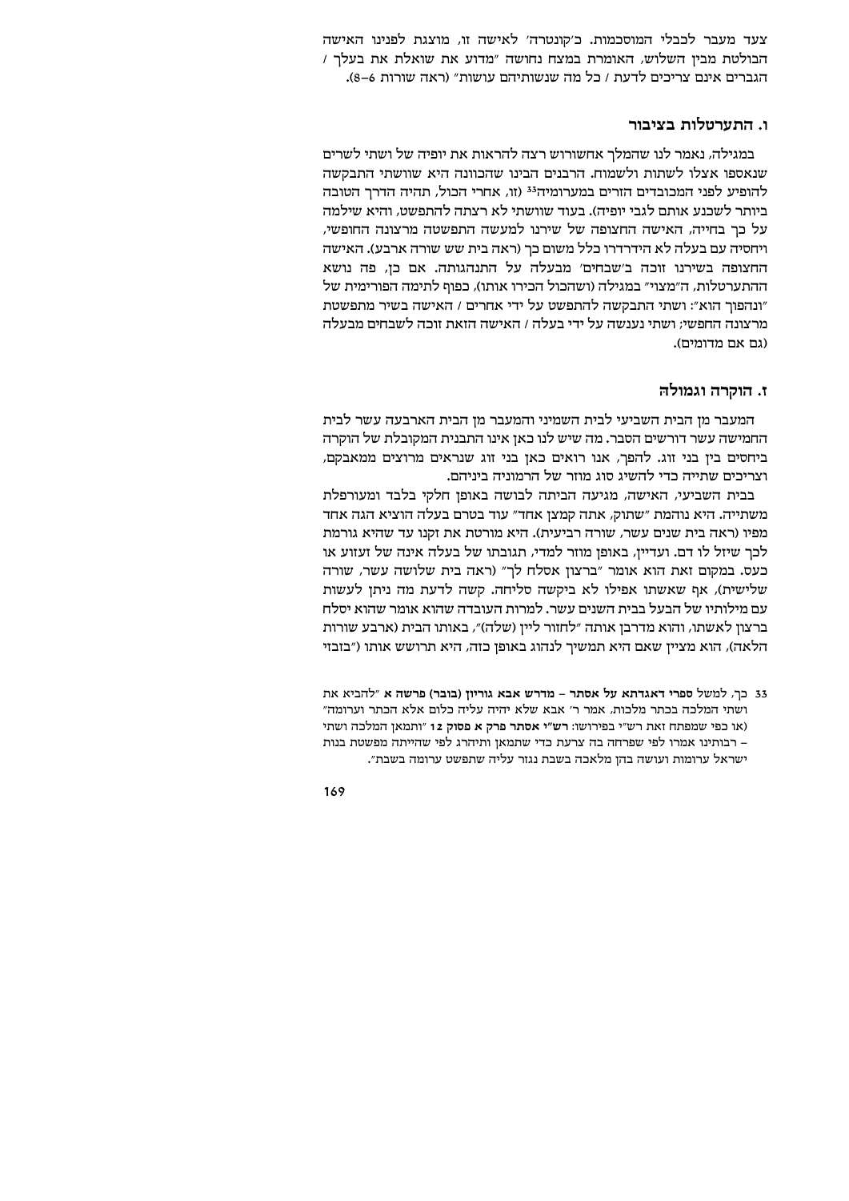צעד מעבר לכבלי המוסכמות. כ'קונטרה' לאישה זו, מוצגת לפנינו האישה הבולטת מבין השלוש, האומרת במצח נחושה "מדוע את שואלת את בעלך / הגברים אינם צריכים לדעת / כל מה שנשותיהם עושות" (ראה שורות 6–8).

### ו. התערטלות בציבור

במגילה, נאמר לנו שהמלך אחשורוש רצה להראות את יופיה של ושתי לשרים שנאספו אצלו לשתות ולשמוח. הרבנים הבינו שהכוונה היא שוושתי התבקשה להופיע לפני המכובדים הזרים במערומיה[33] (זו, אחרי הכול, תהיה הדרך הטובה ביותר לשכנע אותם לגבי יופיה). בעוד שוושתי לא רצתה להתפשט, והיא שילמה על כך בחייה, האישה החצופה של שירנו למעשה התפשטה מרצונה החופשי, ויחסיה עם בעלה לא הידרדרו כלל משום כך (ראה בית שש שורה ארבע). האישה החצופה בשירנו זוכה ב'שבחים' מבעלה על התנהגותה. אם כן, פה נושא ההתערטלות, ה"מצוי" במגילה (ושהכול הכירו אותו), כפוף לתימה הפורימית של "ונהפוך הוא": ושתי התבקשה להתפשט על ידי אחרים / האישה בשיר מתפשטת מרצונה החפשי; ושתי נענשה על ידי בעלה / האישה הזאת זוכה לשבחים מבעלה (גם אם מדומים).

### ז. הוקרה וגמולה

המעבר מן הבית השביעי לבית השמיני והמעבר מן הבית הארבעה עשר לבית החמישה עשר דורשים הסבר. מה שיש לנו כאן אינו התבנית המקובלת של הוקרה ביחסים בין בני זוג. להפך, אנו רואים כאן בני זוג שנראים מרוצים ממאבקם, וצריכים שתייה כדי להשיג סוג מוזר של הרמוניה ביניהם.

בבית השביעי, האישה, מגיעה הביתה לבושה באופן חלקי בלבד ומעורפלת משתייה. היא נוהמת "שתוק, אתה קמצן אחד" עוד בטרם בעלה הוציא הגה אחד מפיו (ראה בית שנים עשר, שורה רביעית). היא מורטת את זקנו עד שהיא גורמת לכך שיזול לו דם. ועדיין, באופן מוזר למדי, תגובתו של בעלה אינה של זעזוע או כעס. במקום זאת הוא אומר "ברצון אסלח לך" (ראה בית שלושה עשר, שורה שלישית), אף שאשתו אפילו לא ביקשה סליחה. קשה לדעת מה ניתן לעשות עם מילותיו של הבעל בבית השנים עשר. למרות העובדה שהוא אומר שהוא יסלח ברצון לאשתו, והוא מדרבן אותה "לחזור ליין (שלה)", באותו הבית (ארבע שורות הלאה), הוא מציין שאם היא תמשיך לנהוג באופן כזה, היא תרושש אותו ("בזבזי

---

33 כך, למשל **ספרי דאגדתא על אסתר – מדרש אבא גוריון (בובר) פרשה א** "להביא את ושתי המלכה בכתר מלכות, אמר ר' אבא שלא יהיה עליה כלום אלא הכתר וערומה" (או כפי שמפתח זאת רש"י בפירושו: **רש"י אסתר פרק א פסוק 12** "ותמאן המלכה ושתי – רבותינו אמרו לפי שפרחה בה צרעת כדי שתמאן ותיהרג לפי שהייתה מפשטת בנות ישראל ערומות ועושה בהן מלאכה בשבת נגזר עליה שתפשט ערומה בשבת".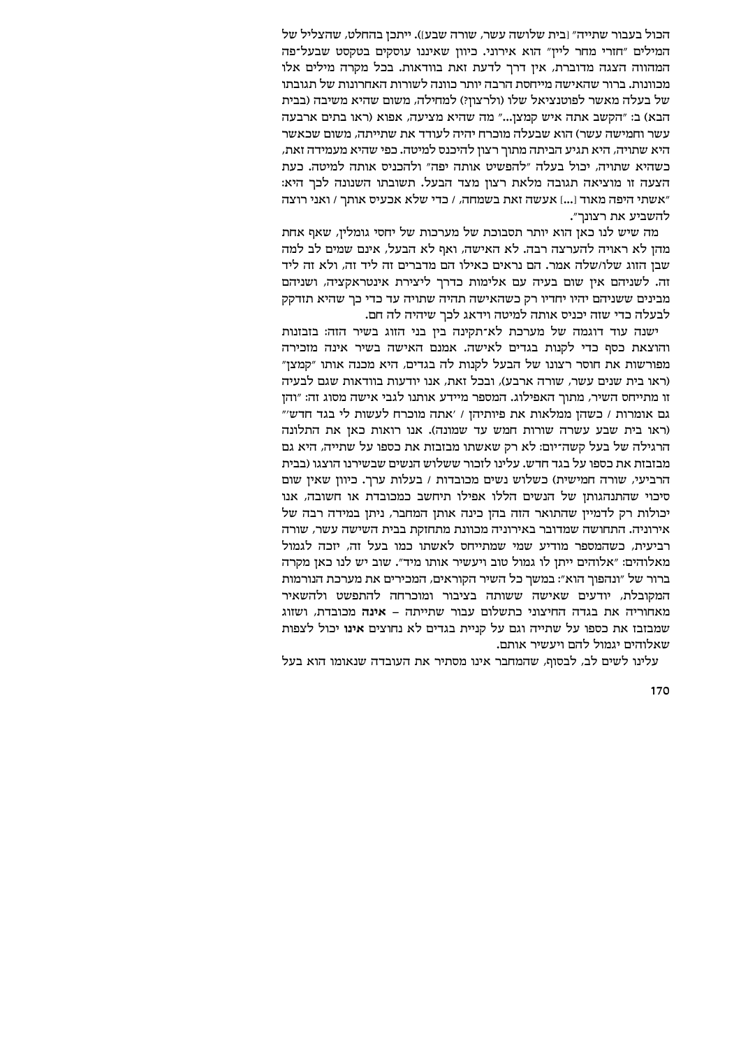הכול בעבור שתייה" [בית שלושה עשר, שורה שבע]). ייתכן בהחלט, שהצליל של המילים "חזרי מחר לייך" הוא אירוני. כיוון שאיננו עוסקים בטקסט שבעל־פה המהווה הצגה מדוברת, אין דרך לדעת זאת בוודאות. בכל מקרה מילים אלו מכוונות. ברור שהאישה מייחסת הרבה יותר כוונה לשורות האחרונות של תגובתו של בעלה מאשר לפוטנציאל שלו (ולרצון?) למחילה, משום שהיא משיבה (בבית הבא) ב: "הקשב אתה איש קמצן..." מה שהיא מציעה, אפוא (ראו בתים ארבעה עשר וחמישה עשר) הוא שבעלה מוכרח יהיה לעודד את שתייתה, משום שכאשר היא שתויה, היא תגיע הביתה מתוך רצון להיכנס למיטה. כפי שהיא מעמידה זאת, כשהיא שתויה, יכול בעלה "להפשיט אותה יפה" ולהכניס אותה למיטה. כעת הצעה זו מוציאה תגובה מלאת רצון מצד הבעל. תשובתו השנונה לכך היא: "אשתי היפה מאוד [...] אעשה זאת בשמחה, / כדי שלא אכעיס אותך / ואני רוצה להשביע את רצונך".

מה שיש לנו כאן הוא יותר תסבוכת של מערכות של יחסי גומלין, שאף אחת מהן לא ראויה להערצה רבה. לא האישה, ואף לא הבעל, אינם שמים לב למה שבן הזוג שלו/שלה אמר. הם נראים כאילו הם מדברים זה ליד זה, ולא זה ליד זה. לשניהם אין שום בעיה עם אלימות כדרך ליצירת אינטראקציה, ושניהם מבינים ששניהם יהיו יחדיו רק כשהאישה תהיה שתויה עד כדי כך שהיא תזדקק לבעלה כדי שזה יכניס אותה למיטה וידאג לכך שיהיה לה חם.

ישנה עוד דוגמה של מערכת לא־תקינה בין בני הזוג בשיר הזה: בזבזנות והוצאת כסף כדי לקנות בגדים לאישה. אמנם האישה בשיר אינה מזכירה מפורשות את חוסר רצונו של הבעל לקנות לה בגדים, היא מכנה אותו "קמצן" (ראו בית שנים עשר, שורה ארבע), ובכל זאת, אנו יודעות בוודאות שגם לבעיה זו מתייחס השיר, מתוך האפילוג. המספר מיידע אותנו לגבי אישה מסוג זה: "והן גם אומרות / כשהן ממלאות את פיותיהן / 'אתה מוכרח לעשות לי בגד חדש'" (ראו בית שבע עשרה שורות חמש עד שמונה). אנו רואות כאן את התלונה הרגילה של בעל קשה־יום: לא רק שאשתו מבזבזת את כספו על שתייה, היא גם מבזבזת את כספו על בגד חדש. עלינו לזכור ששלוש הנשים שבשירנו הוצגו (בבית הרביעי, שורה חמישית) כשלוש נשים מכובדות / בעלות ערך. כיוון שאין שום סיבוי שהתנהגותן של הנשים הללו אפילו תיחשב כמכובדת או חשובה, אנו יכולות רק לדמיין שהתואר הזה בהן כינה אותן המחבר, ניתן במידה רבה של אירוניה. התחושה שמדובר באירוניה מכוונת מתחזקת בבית השישה עשר, שורה רביעית, כשהמספר מודיע שמי שמתייחס לאשתו כמו בעל זה, יזכה לגמול מאלוהים: "אלוהים ייתן לו גמול טוב ויעשיר אותו מיד". שוב יש לנו כאן מקרה ברור של "ונהפוך הוא": במשך כל השיר הקוראים, המכירים את מערכת הנורמות המקובלת, יודעים שאישה ששותה בציבור ומוכרחה להתפשט ולהשאיר מאחוריה את בגדה החיצוני כתשלום עבור שתייתה – **אינה** מכובדת, ושזוג שמבזבז את כספו על שתייה וגם על קניית בגדים לא נחוצים **אינו** יכול לצפות שאלוהים יגמול להם ויעשיר אותם.

עלינו לשים לב, לבסוף, שהמחבר אינו מסתיר את העובדה שנאומו הוא בעל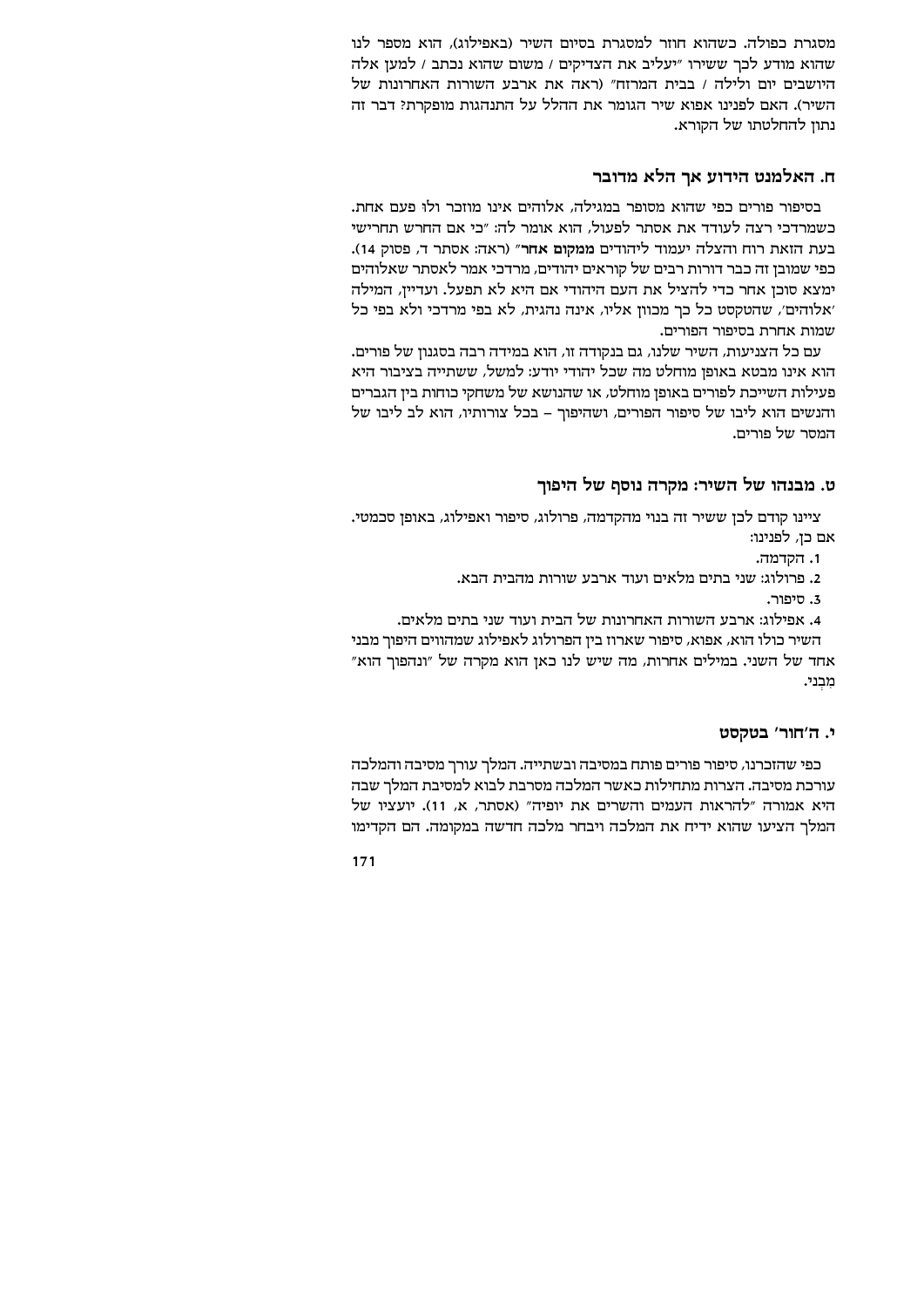מסגרת כפולה. כשהוא חוזר למסגרת בסיום השיר (באפילוג), הוא מספר לנו שהוא מודע לכך ששירו "יעליב את הצדיקים / משום שהוא נכתב / למען אלה היושבים יום ולילה / בבית המרזח" (ראה את ארבע השורות האחרונות של השיר). האם לפנינו אפוא שיר הגומר את ההלל על התנהגות מופקרת? דבר זה נתון להחלטתו של הקורא.

## ח. האלמנט הידוע אך הלא מדובר

בסיפור פורים כפי שהוא מסופר במגילה, אלוהים אינו מוזכר ולו פעם אחת. כשמרדכי רצה לעודד את אסתר לפעול, הוא אומר לה: "כי אם החרש תחרישי בעת הזאת רוח והצלה יעמוד ליהודים **ממקום אחר**" (ראה: אסתר ד, פסוק 14). כפי שמובן זה כבר דורות רבים של קוראים יהודים, מרדכי אמר לאסתר שאלוהים ימצא סוכן אחר כדי להציל את העם היהודי אם היא לא תפעל. ועדיין, המילה 'אלוהים', שהטקסט כל כך מכוון אליו, אינה נהגית, לא בפי מרדכי ולא בפי כל שמות אחרת בסיפור הפורים.

עם כל הצניעות, השיר שלנו, גם בנקודה זו, הוא במידה רבה בסגנון של פורים. הוא אינו מבטא באופן מוחלט מה שכל יהודי יודע: למשל, ששתייה בציבור היא פעילות השייכת לפורים באופן מוחלט, או שהנושא של משחקי כוחות בין הגברים והנשים הוא ליבו של סיפור הפורים, ושהיפוך – בכל צורותיו, הוא לב ליבו של המסר של פורים.

## ט. מבנהו של השיר: מקרה נוסף של היפוך

ציינו קודם לכן ששיר זה בנוי מהקדמה, פרולוג, סיפור ואפילוג, באופן סכמטי. אם כן, לפנינו:

1. הקדמה.
2. פרולוג: שני בתים מלאים ועוד ארבע שורות מהבית הבא.
3. סיפור.
4. אפילוג: ארבע השורות האחרונות של הבית ועוד שני בתים מלאים.

השיר כולו הוא, אפוא, סיפור שארוז בין הפרולוג לאפילוג שמהווים היפוך מבני אחד של השני. במילים אחרות, מה שיש לנו כאן הוא מקרה של "ונהפוך הוא" מִבְני.

## י. ה'חור' בטקסט

כפי שהזכרנו, סיפור פורים פותח במסיבה ובשתייה. המלך עורך מסיבה והמלכה עורכת מסיבה. הצרות מתחילות כאשר המלכה מסרבת לבוא למסיבת המלך שבה היא אמורה "להראות העמים והשרים את יופיה" (אסתר, א, 11). יועציו של המלך הציעו שהוא ידיח את המלכה ויבחר מלכה חדשה במקומה. הם הקדימו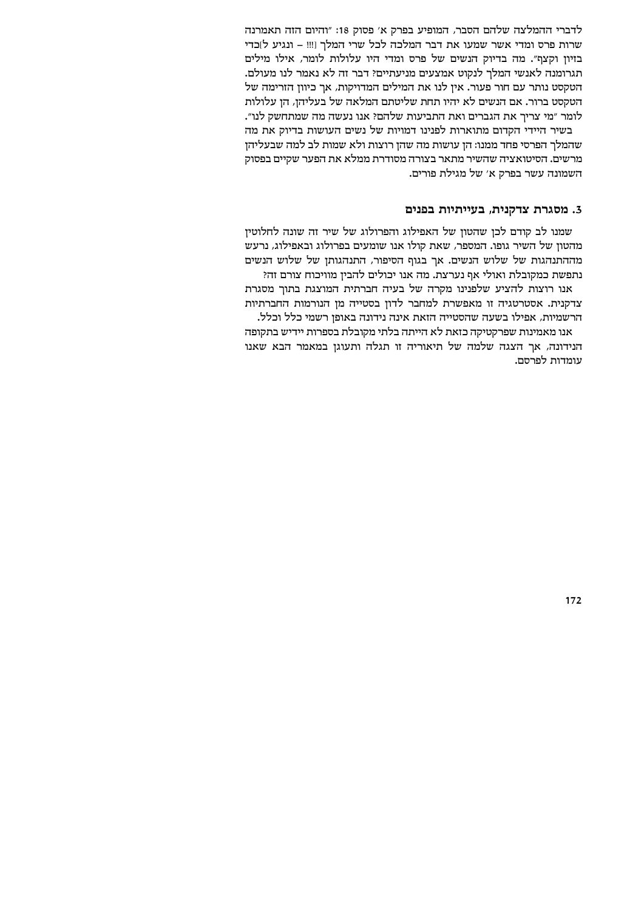לדברי ההמלצה שלהם הסבר, המופיע בפרק א׳ פסוק 18: ״והיום הזה תאמרנה שרות פרס ומדי אשר שמעו את דבר המלכה לכל שרי המלך [!!! – ונגיע ל]כדי בזיון וקצף״. מה בדיוק הנשים של פרס ומדי היו עלולות לומר, אילו מילים תגרומנה לאנשי המלך לנקוט אמצעים מניעתיים? דבר זה לא נאמר לנו מעולם. הטקסט נותר עם חור פעור. אין לנו את המילים המדויקות, אך כיוון הזרימה של הטקסט ברור. אם הנשים לא יהיו תחת שליטתם המלאה של בעליהן, הן עלולות לומר ״מי צריך את הגברים ואת התביעות שלהם? אנו נעשה מה שמתחשק לנו״.

בשיר היידי הקדום מתוארות לפנינו דמויות של נשים העושות בדיוק את מה שהמלך הפרסי פחד ממנו: הן עושות מה שהן רוצות ולא שמות לב למה שבעליהן מרשים. הסיטואציה שהשיר מתאר בצורה מסודרת ממלא את הפער שקיים בפסוק השמונה עשר בפרק א׳ של מגילת פורים.

### 3. מסגרת צדקנית, בעייתיות בפנים

שמנו לב קודם לכן שהטון של האפילוג והפרולוג של שיר זה שונה לחלוטין מהטון של השיר גופו. המספר, שאת קולו אנו שומעים בפרולוג ובאפילוג, נרעש מההתנהגות של שלוש הנשים. אך בגוף הסיפור, התנהגותן של שלוש הנשים נתפשת כמקובלת ואולי אף נערצת. מה אנו יכולים להבין מוויכוח צורם זה?

אנו רוצות להציע שלפנינו מקרה של בעיה חברתית המוצגת בתוך מסגרת צדקנית. אסטרטגיה זו מאפשרת למחבר לדון בסטייה מן הנורמות החברתיות הרשמיות, אפילו בשעה שהסטייה הזאת אינה נידונה באופן רשמי כלל וכלל.

אנו מאמינות שפרקטיקה כזאת לא הייתה בלתי מקובלת בספרות יידיש בתקופה הנידונה, אך הצגה שלמה של תיאוריה זו תגלה ותעוגן במאמר הבא שאנו עומדות לפרסם.